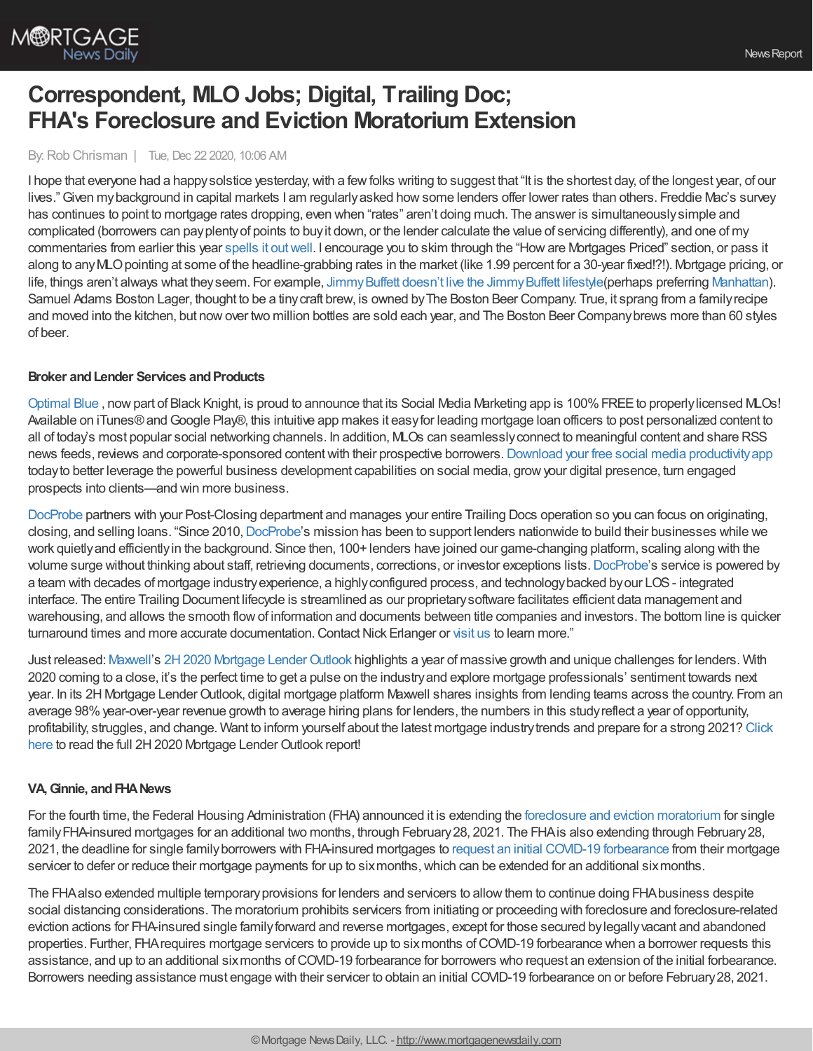# Correspondent, MLO Jobs; Digital, Trailing Doc; FHA's Foreclosure and Eviction Moratorium Extension

By: Rob Chrisman | Tue, Dec 22 2020, 10:06 AM

I hope that everyone had a happy solstice yesterday, with a few folks writing to suggest that "It is the shortest day, of the longest year, of our lives." Given my background in capital markets I am regularly asked how some lenders offer lower rates than others. Freddie Mac's survey has continues to point to mortgage rates dropping, even when "rates" aren't doing much. The answer is simultaneously simple and complicated (borrowers can pay plenty of points to buy it down, or the lender calculate the value of servicing differently), and one of my commentaries from earlier this year spells it out well. I encourage you to skim through the "How are Mortgages Priced" section, or pass it along to any MLO pointing at some of the headline-grabbing rates in the market (like 1.99 percent for a 30-year fixed!?!). Mortgage pricing, or life, things aren't always what they seem. For example, Jimmy Buffett doesn't live the Jimmy Buffett lifestyle(perhaps preferring Manhattan). Samuel Adams Boston Lager, thought to be a tiny craft brew, is owned by The Boston Beer Company. True, it sprang from a family recipe and moved into the kitchen, but now over two million bottles are sold each year, and The Boston Beer Company brews more than 60 styles of beer.

**Broker and Lender Services and Products**

Optimal Blue , now part of Black Knight, is proud to announce that its Social Media Marketing app is 100% FREE to properly licensed MLOs! Available on iTunes® and Google Play®, this intuitive app makes it easy for leading mortgage loan officers to post personalized content to all of today's most popular social networking channels. In addition, MLOs can seamlessly connect to meaningful content and share RSS news feeds, reviews and corporate-sponsored content with their prospective borrowers. Download your free social media productivity app today to better leverage the powerful business development capabilities on social media, grow your digital presence, turn engaged prospects into clients—and win more business.

DocProbe partners with your Post-Closing department and manages your entire Trailing Docs operation so you can focus on originating, closing, and selling loans. "Since 2010, DocProbe's mission has been to support lenders nationwide to build their businesses while we work quietly and efficiently in the background. Since then, 100+ lenders have joined our game-changing platform, scaling along with the volume surge without thinking about staff, retrieving documents, corrections, or investor exceptions lists. DocProbe's service is powered by a team with decades of mortgage industry experience, a highly configured process, and technology backed by our LOS - integrated interface. The entire Trailing Document lifecycle is streamlined as our proprietary software facilitates efficient data management and warehousing, and allows the smooth flow of information and documents between title companies and investors. The bottom line is quicker turnaround times and more accurate documentation. Contact Nick Erlanger or visit us to learn more."

Just released: Maxwell's 2H 2020 Mortgage Lender Outlook highlights a year of massive growth and unique challenges for lenders. With 2020 coming to a close, it's the perfect time to get a pulse on the industry and explore mortgage professionals' sentiment towards next year. In its 2H Mortgage Lender Outlook, digital mortgage platform Maxwell shares insights from lending teams across the country. From an average 98% year-over-year revenue growth to average hiring plans for lenders, the numbers in this study reflect a year of opportunity, profitability, struggles, and change. Want to inform yourself about the latest mortgage industry trends and prepare for a strong 2021? Click here to read the full 2H 2020 Mortgage Lender Outlook report!

**VA, Ginnie, and FHA News**

For the fourth time, the Federal Housing Administration (FHA) announced it is extending the foreclosure and eviction moratorium for single family FHA-insured mortgages for an additional two months, through February 28, 2021. The FHA is also extending through February 28, 2021, the deadline for single family borrowers with FHA-insured mortgages to request an initial COVID-19 forbearance from their mortgage servicer to defer or reduce their mortgage payments for up to six months, which can be extended for an additional six months.

The FHA also extended multiple temporary provisions for lenders and servicers to allow them to continue doing FHA business despite social distancing considerations. The moratorium prohibits servicers from initiating or proceeding with foreclosure and foreclosure-related eviction actions for FHA-insured single family forward and reverse mortgages, except for those secured by legally vacant and abandoned properties. Further, FHA requires mortgage servicers to provide up to six months of COVID-19 forbearance when a borrower requests this assistance, and up to an additional six months of COVID-19 forbearance for borrowers who request an extension of the initial forbearance. Borrowers needing assistance must engage with their servicer to obtain an initial COVID-19 forbearance on or before February 28, 2021.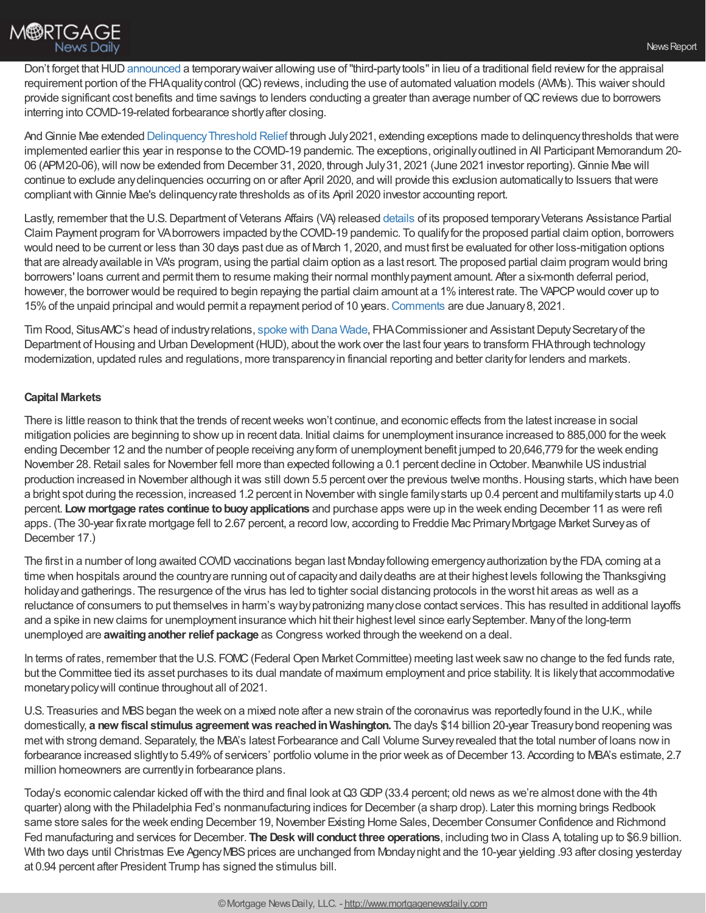Don't forget that HUD announced a temporary waiver allowing use of "third-party tools" in lieu of a traditional field review for the appraisal requirement portion of the FHA quality control (QC) reviews, including the use of automated valuation models (AVMs). This waiver should provide significant cost benefits and time savings to lenders conducting a greater than average number of QC reviews due to borrowers interring into COVID-19-related forbearance shortly after closing.

And Ginnie Mae extended Delinquency Threshold Relief through July 2021, extending exceptions made to delinquency thresholds that were implemented earlier this year in response to the COVID-19 pandemic. The exceptions, originally outlined in All Participant Memorandum 20-06 (APM 20-06), will now be extended from December 31, 2020, through July 31, 2021 (June 2021 investor reporting). Ginnie Mae will continue to exclude any delinquencies occurring on or after April 2020, and will provide this exclusion automatically to Issuers that were compliant with Ginnie Mae's delinquency rate thresholds as of its April 2020 investor accounting report.

Lastly, remember that the U.S. Department of Veterans Affairs (VA) released details of its proposed temporary Veterans Assistance Partial Claim Payment program for VA borrowers impacted by the COVID-19 pandemic. To qualify for the proposed partial claim option, borrowers would need to be current or less than 30 days past due as of March 1, 2020, and must first be evaluated for other loss-mitigation options that are already available in VA's program, using the partial claim option as a last resort. The proposed partial claim program would bring borrowers' loans current and permit them to resume making their normal monthly payment amount. After a six-month deferral period, however, the borrower would be required to begin repaying the partial claim amount at a 1% interest rate. The VAPCP would cover up to 15% of the unpaid principal and would permit a repayment period of 10 years. Comments are due January 8, 2021.

Tim Rood, SitusAMC's head of industry relations, spoke with Dana Wade, FHA Commissioner and Assistant Deputy Secretary of the Department of Housing and Urban Development (HUD), about the work over the last four years to transform FHA through technology modernization, updated rules and regulations, more transparency in financial reporting and better clarity for lenders and markets.

**Capital Markets**

There is little reason to think that the trends of recent weeks won't continue, and economic effects from the latest increase in social mitigation policies are beginning to show up in recent data. Initial claims for unemployment insurance increased to 885,000 for the week ending December 12 and the number of people receiving any form of unemployment benefit jumped to 20,646,779 for the week ending November 28. Retail sales for November fell more than expected following a 0.1 percent decline in October. Meanwhile US industrial production increased in November although it was still down 5.5 percent over the previous twelve months. Housing starts, which have been a bright spot during the recession, increased 1.2 percent in November with single family starts up 0.4 percent and multifamily starts up 4.0 percent. **Low mortgage rates continue to buoy applications** and purchase apps were up in the week ending December 11 as were refi apps. (The 30-year fix rate mortgage fell to 2.67 percent, a record low, according to Freddie Mac Primary Mortgage Market Survey as of December 17.)

The first in a number of long awaited COVID vaccinations began last Monday following emergency authorization by the FDA, coming at a time when hospitals around the country are running out of capacity and daily deaths are at their highest levels following the Thanksgiving holiday and gatherings. The resurgence of the virus has led to tighter social distancing protocols in the worst hit areas as well as a reluctance of consumers to put themselves in harm's way by patronizing many close contact services. This has resulted in additional layoffs and a spike in new claims for unemployment insurance which hit their highest level since early September. Many of the long-term unemployed are **awaiting another relief package** as Congress worked through the weekend on a deal.

In terms of rates, remember that the U.S. FOMC (Federal Open Market Committee) meeting last week saw no change to the fed funds rate, but the Committee tied its asset purchases to its dual mandate of maximum employment and price stability. It is likely that accommodative monetary policy will continue throughout all of 2021.

U.S. Treasuries and MBS began the week on a mixed note after a new strain of the coronavirus was reportedly found in the U.K., while domestically, **a new fiscal stimulus agreement was reached in Washington.** The day's $14 billion 20-year Treasury bond reopening was met with strong demand. Separately, the MBA's latest Forbearance and Call Volume Survey revealed that the total number of loans now in forbearance increased slightly to 5.49% of servicers' portfolio volume in the prior week as of December 13. According to MBA's estimate, 2.7 million homeowners are currently in forbearance plans.

Today's economic calendar kicked off with the third and final look at Q3 GDP (33.4 percent; old news as we're almost done with the 4th quarter) along with the Philadelphia Fed's nonmanufacturing indices for December (a sharp drop). Later this morning brings Redbook same store sales for the week ending December 19, November Existing Home Sales, December Consumer Confidence and Richmond Fed manufacturing and services for December. **The Desk will conduct three operations**, including two in Class A, totaling up to $6.9 billion. With two days until Christmas Eve Agency MBS prices are unchanged from Monday night and the 10-year yielding .93 after closing yesterday at 0.94 percent after President Trump has signed the stimulus bill.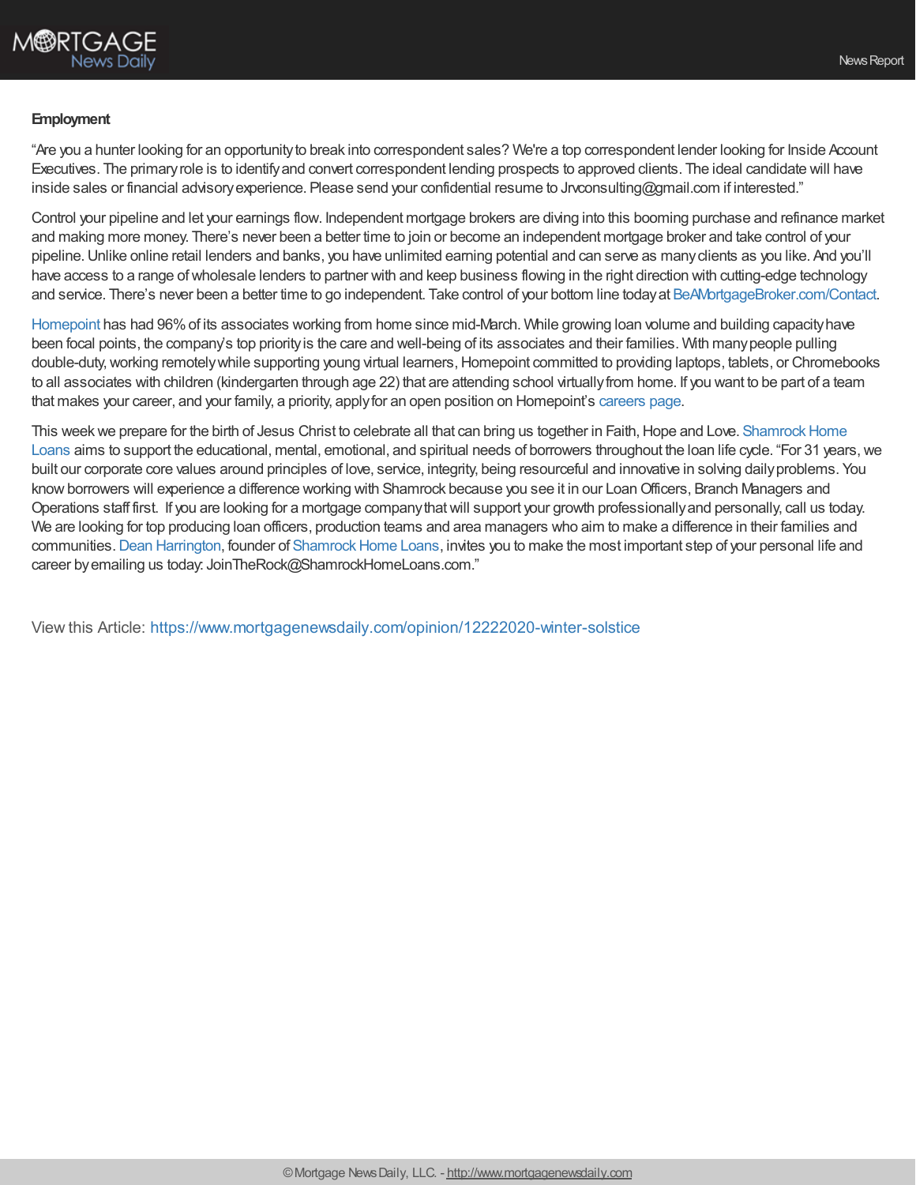**Employment**

"Are you a hunter looking for an opportunity to break into correspondent sales? We're a top correspondent lender looking for Inside Account Executives. The primary role is to identify and convert correspondent lending prospects to approved clients. The ideal candidate will have inside sales or financial advisory experience. Please send your confidential resume to Jrvconsulting@gmail.com if interested."

Control your pipeline and let your earnings flow. Independent mortgage brokers are diving into this booming purchase and refinance market and making more money. There's never been a better time to join or become an independent mortgage broker and take control of your pipeline. Unlike online retail lenders and banks, you have unlimited earning potential and can serve as many clients as you like. And you'll have access to a range of wholesale lenders to partner with and keep business flowing in the right direction with cutting-edge technology and service. There's never been a better time to go independent. Take control of your bottom line today at BeAMortgageBroker.com/Contact.

Homepoint has had 96% of its associates working from home since mid-March. While growing loan volume and building capacity have been focal points, the company's top priority is the care and well-being of its associates and their families. With many people pulling double-duty, working remotely while supporting young virtual learners, Homepoint committed to providing laptops, tablets, or Chromebooks to all associates with children (kindergarten through age 22) that are attending school virtually from home. If you want to be part of a team that makes your career, and your family, a priority, apply for an open position on Homepoint's careers page.

This week we prepare for the birth of Jesus Christ to celebrate all that can bring us together in Faith, Hope and Love. Shamrock Home Loans aims to support the educational, mental, emotional, and spiritual needs of borrowers throughout the loan life cycle. "For 31 years, we built our corporate core values around principles of love, service, integrity, being resourceful and innovative in solving daily problems. You know borrowers will experience a difference working with Shamrock because you see it in our Loan Officers, Branch Managers and Operations staff first. If you are looking for a mortgage company that will support your growth professionally and personally, call us today. We are looking for top producing loan officers, production teams and area managers who aim to make a difference in their families and communities. Dean Harrington, founder of Shamrock Home Loans, invites you to make the most important step of your personal life and career by emailing us today: JoinTheRock@ShamrockHomeLoans.com."

View this Article: https://www.mortgagenewsdaily.com/opinion/12222020-winter-solstice